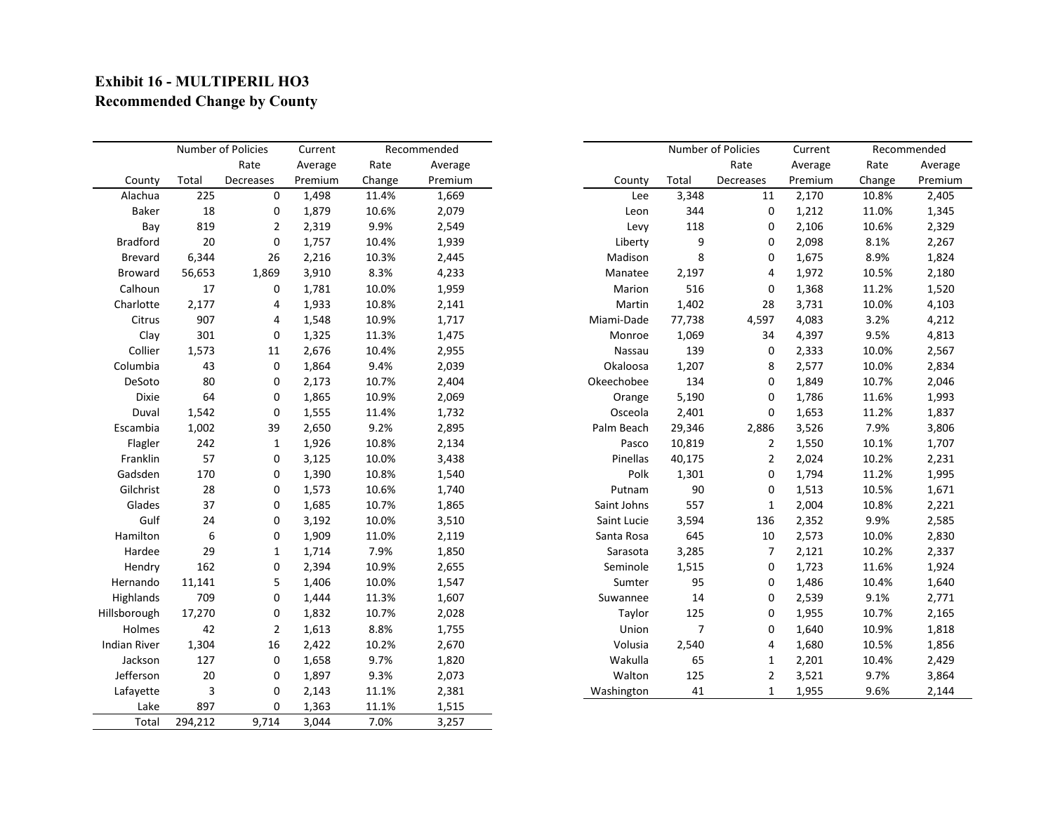## Exhibit 16 - MULTIPERIL HO3
## Recommended Change by County

| County | Number of Policies Total | Number of Policies Rate Decreases | Current Average Premium | Recommended Rate Change | Recommended Average Premium |
|---|---|---|---|---|---|
| Alachua | 225 | 0 | 1,498 | 11.4% | 1,669 |
| Baker | 18 | 0 | 1,879 | 10.6% | 2,079 |
| Bay | 819 | 2 | 2,319 | 9.9% | 2,549 |
| Bradford | 20 | 0 | 1,757 | 10.4% | 1,939 |
| Brevard | 6,344 | 26 | 2,216 | 10.3% | 2,445 |
| Broward | 56,653 | 1,869 | 3,910 | 8.3% | 4,233 |
| Calhoun | 17 | 0 | 1,781 | 10.0% | 1,959 |
| Charlotte | 2,177 | 4 | 1,933 | 10.8% | 2,141 |
| Citrus | 907 | 4 | 1,548 | 10.9% | 1,717 |
| Clay | 301 | 0 | 1,325 | 11.3% | 1,475 |
| Collier | 1,573 | 11 | 2,676 | 10.4% | 2,955 |
| Columbia | 43 | 0 | 1,864 | 9.4% | 2,039 |
| DeSoto | 80 | 0 | 2,173 | 10.7% | 2,404 |
| Dixie | 64 | 0 | 1,865 | 10.9% | 2,069 |
| Duval | 1,542 | 0 | 1,555 | 11.4% | 1,732 |
| Escambia | 1,002 | 39 | 2,650 | 9.2% | 2,895 |
| Flagler | 242 | 1 | 1,926 | 10.8% | 2,134 |
| Franklin | 57 | 0 | 3,125 | 10.0% | 3,438 |
| Gadsden | 170 | 0 | 1,390 | 10.8% | 1,540 |
| Gilchrist | 28 | 0 | 1,573 | 10.6% | 1,740 |
| Glades | 37 | 0 | 1,685 | 10.7% | 1,865 |
| Gulf | 24 | 0 | 3,192 | 10.0% | 3,510 |
| Hamilton | 6 | 0 | 1,909 | 11.0% | 2,119 |
| Hardee | 29 | 1 | 1,714 | 7.9% | 1,850 |
| Hendry | 162 | 0 | 2,394 | 10.9% | 2,655 |
| Hernando | 11,141 | 5 | 1,406 | 10.0% | 1,547 |
| Highlands | 709 | 0 | 1,444 | 11.3% | 1,607 |
| Hillsborough | 17,270 | 0 | 1,832 | 10.7% | 2,028 |
| Holmes | 42 | 2 | 1,613 | 8.8% | 1,755 |
| Indian River | 1,304 | 16 | 2,422 | 10.2% | 2,670 |
| Jackson | 127 | 0 | 1,658 | 9.7% | 1,820 |
| Jefferson | 20 | 0 | 1,897 | 9.3% | 2,073 |
| Lafayette | 3 | 0 | 2,143 | 11.1% | 2,381 |
| Lake | 897 | 0 | 1,363 | 11.1% | 1,515 |
| Lee | 3,348 | 11 | 2,170 | 10.8% | 2,405 |
| Leon | 344 | 0 | 1,212 | 11.0% | 1,345 |
| Levy | 118 | 0 | 2,106 | 10.6% | 2,329 |
| Liberty | 9 | 0 | 2,098 | 8.1% | 2,267 |
| Madison | 8 | 0 | 1,675 | 8.9% | 1,824 |
| Manatee | 2,197 | 4 | 1,972 | 10.5% | 2,180 |
| Marion | 516 | 0 | 1,368 | 11.2% | 1,520 |
| Martin | 1,402 | 28 | 3,731 | 10.0% | 4,103 |
| Miami-Dade | 77,738 | 4,597 | 4,083 | 3.2% | 4,212 |
| Monroe | 1,069 | 34 | 4,397 | 9.5% | 4,813 |
| Nassau | 139 | 0 | 2,333 | 10.0% | 2,567 |
| Okaloosa | 1,207 | 8 | 2,577 | 10.0% | 2,834 |
| Okeechobee | 134 | 0 | 1,849 | 10.7% | 2,046 |
| Orange | 5,190 | 0 | 1,786 | 11.6% | 1,993 |
| Osceola | 2,401 | 0 | 1,653 | 11.2% | 1,837 |
| Palm Beach | 29,346 | 2,886 | 3,526 | 7.9% | 3,806 |
| Pasco | 10,819 | 2 | 1,550 | 10.1% | 1,707 |
| Pinellas | 40,175 | 2 | 2,024 | 10.2% | 2,231 |
| Polk | 1,301 | 0 | 1,794 | 11.2% | 1,995 |
| Putnam | 90 | 0 | 1,513 | 10.5% | 1,671 |
| Saint Johns | 557 | 1 | 2,004 | 10.8% | 2,221 |
| Saint Lucie | 3,594 | 136 | 2,352 | 9.9% | 2,585 |
| Santa Rosa | 645 | 10 | 2,573 | 10.0% | 2,830 |
| Sarasota | 3,285 | 7 | 2,121 | 10.2% | 2,337 |
| Seminole | 1,515 | 0 | 1,723 | 11.6% | 1,924 |
| Sumter | 95 | 0 | 1,486 | 10.4% | 1,640 |
| Suwannee | 14 | 0 | 2,539 | 9.1% | 2,771 |
| Taylor | 125 | 0 | 1,955 | 10.7% | 2,165 |
| Union | 7 | 0 | 1,640 | 10.9% | 1,818 |
| Volusia | 2,540 | 4 | 1,680 | 10.5% | 1,856 |
| Wakulla | 65 | 1 | 2,201 | 10.4% | 2,429 |
| Walton | 125 | 2 | 3,521 | 9.7% | 3,864 |
| Washington | 41 | 1 | 1,955 | 9.6% | 2,144 |
| Total | 294,212 | 9,714 | 3,044 | 7.0% | 3,257 |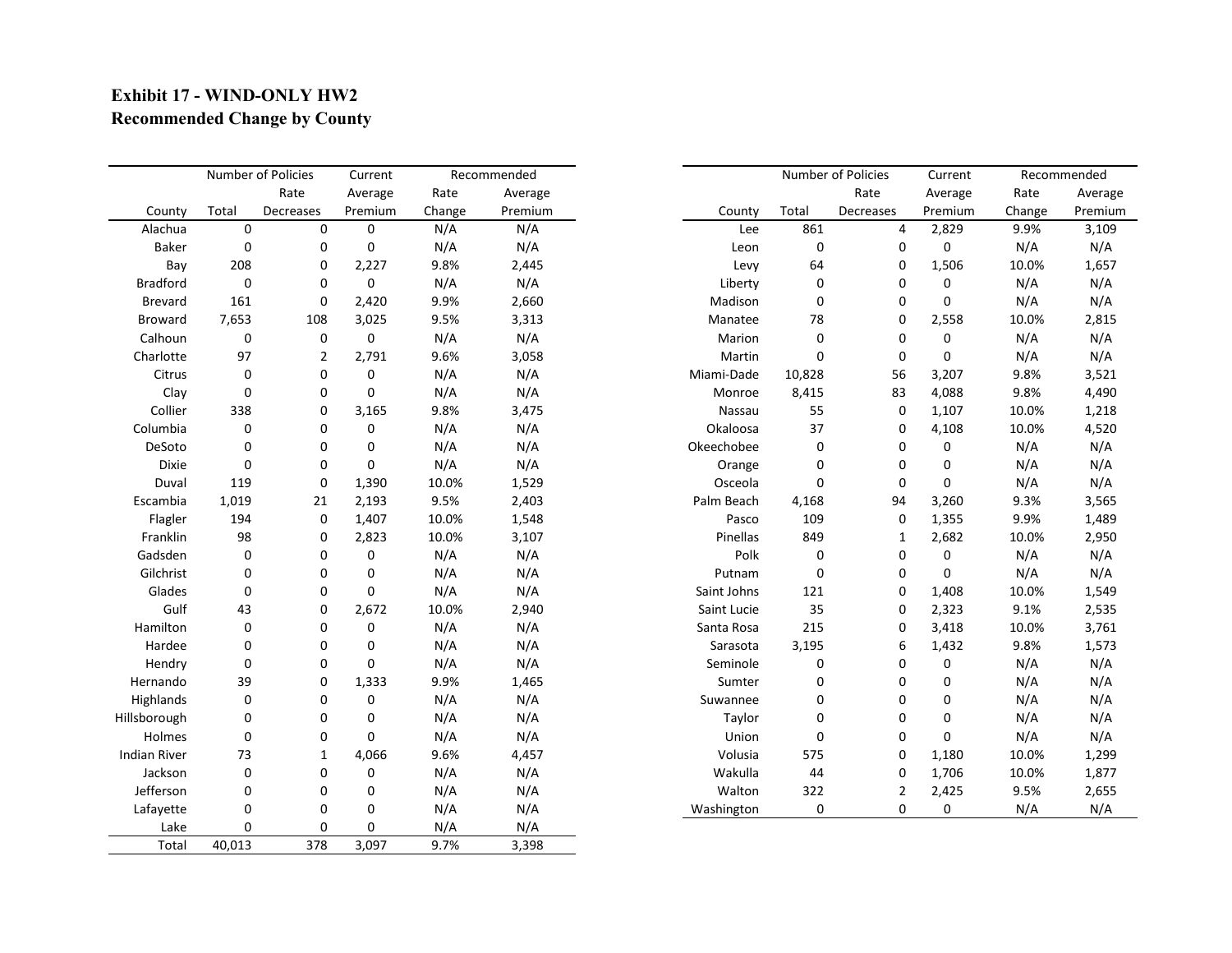# Exhibit 17 - WIND-ONLY HW2
## Recommended Change by County

| | Number of Policies | | Current | Recommended | |
|---|---|---|---|---|---|
| | | Rate | Average | Rate | Average |
| County | Total | Decreases | Premium | Change | Premium |
| Alachua | 0 | 0 | 0 | N/A | N/A |
| Baker | 0 | 0 | 0 | N/A | N/A |
| Bay | 208 | 0 | 2,227 | 9.8% | 2,445 |
| Bradford | 0 | 0 | 0 | N/A | N/A |
| Brevard | 161 | 0 | 2,420 | 9.9% | 2,660 |
| Broward | 7,653 | 108 | 3,025 | 9.5% | 3,313 |
| Calhoun | 0 | 0 | 0 | N/A | N/A |
| Charlotte | 97 | 2 | 2,791 | 9.6% | 3,058 |
| Citrus | 0 | 0 | 0 | N/A | N/A |
| Clay | 0 | 0 | 0 | N/A | N/A |
| Collier | 338 | 0 | 3,165 | 9.8% | 3,475 |
| Columbia | 0 | 0 | 0 | N/A | N/A |
| DeSoto | 0 | 0 | 0 | N/A | N/A |
| Dixie | 0 | 0 | 0 | N/A | N/A |
| Duval | 119 | 0 | 1,390 | 10.0% | 1,529 |
| Escambia | 1,019 | 21 | 2,193 | 9.5% | 2,403 |
| Flagler | 194 | 0 | 1,407 | 10.0% | 1,548 |
| Franklin | 98 | 0 | 2,823 | 10.0% | 3,107 |
| Gadsden | 0 | 0 | 0 | N/A | N/A |
| Gilchrist | 0 | 0 | 0 | N/A | N/A |
| Glades | 0 | 0 | 0 | N/A | N/A |
| Gulf | 43 | 0 | 2,672 | 10.0% | 2,940 |
| Hamilton | 0 | 0 | 0 | N/A | N/A |
| Hardee | 0 | 0 | 0 | N/A | N/A |
| Hendry | 0 | 0 | 0 | N/A | N/A |
| Hernando | 39 | 0 | 1,333 | 9.9% | 1,465 |
| Highlands | 0 | 0 | 0 | N/A | N/A |
| Hillsborough | 0 | 0 | 0 | N/A | N/A |
| Holmes | 0 | 0 | 0 | N/A | N/A |
| Indian River | 73 | 1 | 4,066 | 9.6% | 4,457 |
| Jackson | 0 | 0 | 0 | N/A | N/A |
| Jefferson | 0 | 0 | 0 | N/A | N/A |
| Lafayette | 0 | 0 | 0 | N/A | N/A |
| Lake | 0 | 0 | 0 | N/A | N/A |
| Lee | 861 | 4 | 2,829 | 9.9% | 3,109 |
| Leon | 0 | 0 | 0 | N/A | N/A |
| Levy | 64 | 0 | 1,506 | 10.0% | 1,657 |
| Liberty | 0 | 0 | 0 | N/A | N/A |
| Madison | 0 | 0 | 0 | N/A | N/A |
| Manatee | 78 | 0 | 2,558 | 10.0% | 2,815 |
| Marion | 0 | 0 | 0 | N/A | N/A |
| Martin | 0 | 0 | 0 | N/A | N/A |
| Miami-Dade | 10,828 | 56 | 3,207 | 9.8% | 3,521 |
| Monroe | 8,415 | 83 | 4,088 | 9.8% | 4,490 |
| Nassau | 55 | 0 | 1,107 | 10.0% | 1,218 |
| Okaloosa | 37 | 0 | 4,108 | 10.0% | 4,520 |
| Okeechobee | 0 | 0 | 0 | N/A | N/A |
| Orange | 0 | 0 | 0 | N/A | N/A |
| Osceola | 0 | 0 | 0 | N/A | N/A |
| Palm Beach | 4,168 | 94 | 3,260 | 9.3% | 3,565 |
| Pasco | 109 | 0 | 1,355 | 9.9% | 1,489 |
| Pinellas | 849 | 1 | 2,682 | 10.0% | 2,950 |
| Polk | 0 | 0 | 0 | N/A | N/A |
| Putnam | 0 | 0 | 0 | N/A | N/A |
| Saint Johns | 121 | 0 | 1,408 | 10.0% | 1,549 |
| Saint Lucie | 35 | 0 | 2,323 | 9.1% | 2,535 |
| Santa Rosa | 215 | 0 | 3,418 | 10.0% | 3,761 |
| Sarasota | 3,195 | 6 | 1,432 | 9.8% | 1,573 |
| Seminole | 0 | 0 | 0 | N/A | N/A |
| Sumter | 0 | 0 | 0 | N/A | N/A |
| Suwannee | 0 | 0 | 0 | N/A | N/A |
| Taylor | 0 | 0 | 0 | N/A | N/A |
| Union | 0 | 0 | 0 | N/A | N/A |
| Volusia | 575 | 0 | 1,180 | 10.0% | 1,299 |
| Wakulla | 44 | 0 | 1,706 | 10.0% | 1,877 |
| Walton | 322 | 2 | 2,425 | 9.5% | 2,655 |
| Washington | 0 | 0 | 0 | N/A | N/A |
| Total | 40,013 | 378 | 3,097 | 9.7% | 3,398 |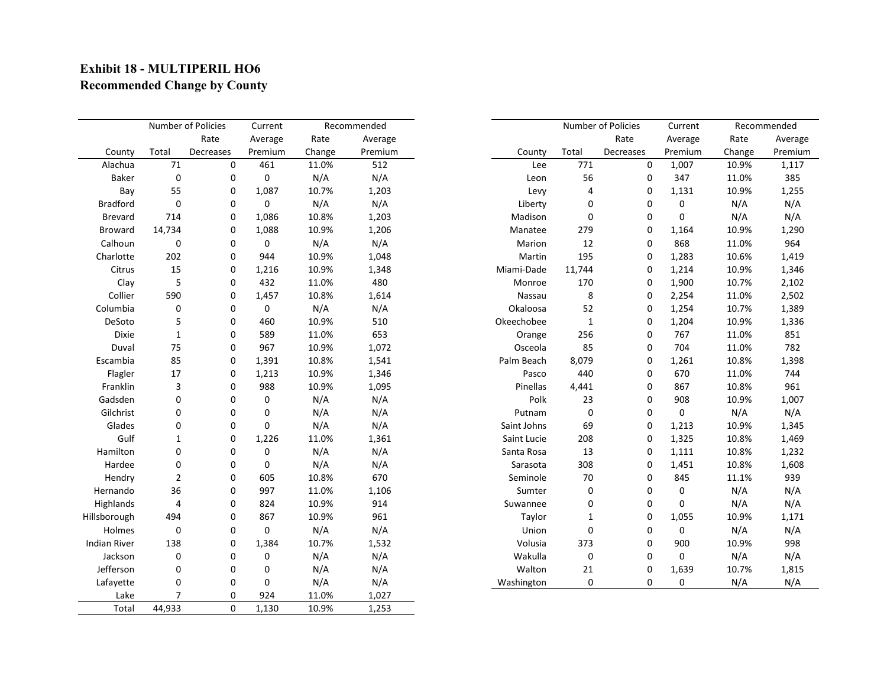# Exhibit 18 - MULTIPERIL HO6
## Recommended Change by County

| | Number of Policies | | Current | Recommended | |
|---|---|---|---|---|---|
| | | Rate | Average | Rate | Average |
| County | Total | Decreases | Premium | Change | Premium |
| Alachua | 71 | 0 | 461 | 11.0% | 512 |
| Baker | 0 | 0 | 0 | N/A | N/A |
| Bay | 55 | 0 | 1,087 | 10.7% | 1,203 |
| Bradford | 0 | 0 | 0 | N/A | N/A |
| Brevard | 714 | 0 | 1,086 | 10.8% | 1,203 |
| Broward | 14,734 | 0 | 1,088 | 10.9% | 1,206 |
| Calhoun | 0 | 0 | 0 | N/A | N/A |
| Charlotte | 202 | 0 | 944 | 10.9% | 1,048 |
| Citrus | 15 | 0 | 1,216 | 10.9% | 1,348 |
| Clay | 5 | 0 | 432 | 11.0% | 480 |
| Collier | 590 | 0 | 1,457 | 10.8% | 1,614 |
| Columbia | 0 | 0 | 0 | N/A | N/A |
| DeSoto | 5 | 0 | 460 | 10.9% | 510 |
| Dixie | 1 | 0 | 589 | 11.0% | 653 |
| Duval | 75 | 0 | 967 | 10.9% | 1,072 |
| Escambia | 85 | 0 | 1,391 | 10.8% | 1,541 |
| Flagler | 17 | 0 | 1,213 | 10.9% | 1,346 |
| Franklin | 3 | 0 | 988 | 10.9% | 1,095 |
| Gadsden | 0 | 0 | 0 | N/A | N/A |
| Gilchrist | 0 | 0 | 0 | N/A | N/A |
| Glades | 0 | 0 | 0 | N/A | N/A |
| Gulf | 1 | 0 | 1,226 | 11.0% | 1,361 |
| Hamilton | 0 | 0 | 0 | N/A | N/A |
| Hardee | 0 | 0 | 0 | N/A | N/A |
| Hendry | 2 | 0 | 605 | 10.8% | 670 |
| Hernando | 36 | 0 | 997 | 11.0% | 1,106 |
| Highlands | 4 | 0 | 824 | 10.9% | 914 |
| Hillsborough | 494 | 0 | 867 | 10.9% | 961 |
| Holmes | 0 | 0 | 0 | N/A | N/A |
| Indian River | 138 | 0 | 1,384 | 10.7% | 1,532 |
| Jackson | 0 | 0 | 0 | N/A | N/A |
| Jefferson | 0 | 0 | 0 | N/A | N/A |
| Lafayette | 0 | 0 | 0 | N/A | N/A |
| Lake | 7 | 0 | 924 | 11.0% | 1,027 |
| Lee | 771 | 0 | 1,007 | 10.9% | 1,117 |
| Leon | 56 | 0 | 347 | 11.0% | 385 |
| Levy | 4 | 0 | 1,131 | 10.9% | 1,255 |
| Liberty | 0 | 0 | 0 | N/A | N/A |
| Madison | 0 | 0 | 0 | N/A | N/A |
| Manatee | 279 | 0 | 1,164 | 10.9% | 1,290 |
| Marion | 12 | 0 | 868 | 11.0% | 964 |
| Martin | 195 | 0 | 1,283 | 10.6% | 1,419 |
| Miami-Dade | 11,744 | 0 | 1,214 | 10.9% | 1,346 |
| Monroe | 170 | 0 | 1,900 | 10.7% | 2,102 |
| Nassau | 8 | 0 | 2,254 | 11.0% | 2,502 |
| Okaloosa | 52 | 0 | 1,254 | 10.7% | 1,389 |
| Okeechobee | 1 | 0 | 1,204 | 10.9% | 1,336 |
| Orange | 256 | 0 | 767 | 11.0% | 851 |
| Osceola | 85 | 0 | 704 | 11.0% | 782 |
| Palm Beach | 8,079 | 0 | 1,261 | 10.8% | 1,398 |
| Pasco | 440 | 0 | 670 | 11.0% | 744 |
| Pinellas | 4,441 | 0 | 867 | 10.8% | 961 |
| Polk | 23 | 0 | 908 | 10.9% | 1,007 |
| Putnam | 0 | 0 | 0 | N/A | N/A |
| Saint Johns | 69 | 0 | 1,213 | 10.9% | 1,345 |
| Saint Lucie | 208 | 0 | 1,325 | 10.8% | 1,469 |
| Santa Rosa | 13 | 0 | 1,111 | 10.8% | 1,232 |
| Sarasota | 308 | 0 | 1,451 | 10.8% | 1,608 |
| Seminole | 70 | 0 | 845 | 11.1% | 939 |
| Sumter | 0 | 0 | 0 | N/A | N/A |
| Suwannee | 0 | 0 | 0 | N/A | N/A |
| Taylor | 1 | 0 | 1,055 | 10.9% | 1,171 |
| Union | 0 | 0 | 0 | N/A | N/A |
| Volusia | 373 | 0 | 900 | 10.9% | 998 |
| Wakulla | 0 | 0 | 0 | N/A | N/A |
| Walton | 21 | 0 | 1,639 | 10.7% | 1,815 |
| Washington | 0 | 0 | 0 | N/A | N/A |
| Total | 44,933 | 0 | 1,130 | 10.9% | 1,253 |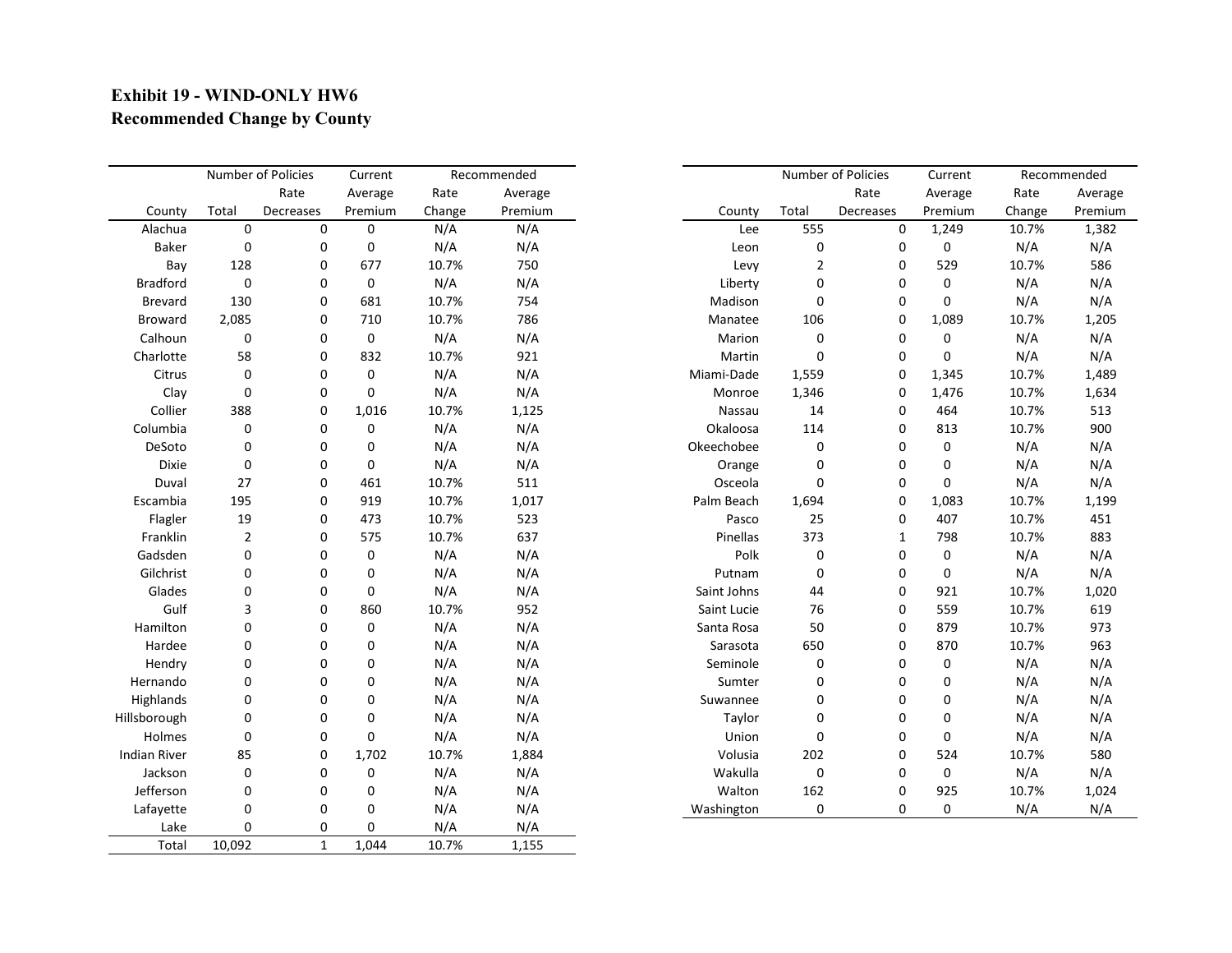**Exhibit 19 - WIND-ONLY HW6**
**Recommended Change by County**

| County | Number of Policies Total | Number of Policies Rate Decreases | Current Average Premium | Recommended Rate Change | Recommended Average Premium |
|---|---|---|---|---|---|
| Alachua | 0 | 0 | 0 | N/A | N/A |
| Baker | 0 | 0 | 0 | N/A | N/A |
| Bay | 128 | 0 | 677 | 10.7% | 750 |
| Bradford | 0 | 0 | 0 | N/A | N/A |
| Brevard | 130 | 0 | 681 | 10.7% | 754 |
| Broward | 2,085 | 0 | 710 | 10.7% | 786 |
| Calhoun | 0 | 0 | 0 | N/A | N/A |
| Charlotte | 58 | 0 | 832 | 10.7% | 921 |
| Citrus | 0 | 0 | 0 | N/A | N/A |
| Clay | 0 | 0 | 0 | N/A | N/A |
| Collier | 388 | 0 | 1,016 | 10.7% | 1,125 |
| Columbia | 0 | 0 | 0 | N/A | N/A |
| DeSoto | 0 | 0 | 0 | N/A | N/A |
| Dixie | 0 | 0 | 0 | N/A | N/A |
| Duval | 27 | 0 | 461 | 10.7% | 511 |
| Escambia | 195 | 0 | 919 | 10.7% | 1,017 |
| Flagler | 19 | 0 | 473 | 10.7% | 523 |
| Franklin | 2 | 0 | 575 | 10.7% | 637 |
| Gadsden | 0 | 0 | 0 | N/A | N/A |
| Gilchrist | 0 | 0 | 0 | N/A | N/A |
| Glades | 0 | 0 | 0 | N/A | N/A |
| Gulf | 3 | 0 | 860 | 10.7% | 952 |
| Hamilton | 0 | 0 | 0 | N/A | N/A |
| Hardee | 0 | 0 | 0 | N/A | N/A |
| Hendry | 0 | 0 | 0 | N/A | N/A |
| Hernando | 0 | 0 | 0 | N/A | N/A |
| Highlands | 0 | 0 | 0 | N/A | N/A |
| Hillsborough | 0 | 0 | 0 | N/A | N/A |
| Holmes | 0 | 0 | 0 | N/A | N/A |
| Indian River | 85 | 0 | 1,702 | 10.7% | 1,884 |
| Jackson | 0 | 0 | 0 | N/A | N/A |
| Jefferson | 0 | 0 | 0 | N/A | N/A |
| Lafayette | 0 | 0 | 0 | N/A | N/A |
| Lake | 0 | 0 | 0 | N/A | N/A |
| Lee | 555 | 0 | 1,249 | 10.7% | 1,382 |
| Leon | 0 | 0 | 0 | N/A | N/A |
| Levy | 2 | 0 | 529 | 10.7% | 586 |
| Liberty | 0 | 0 | 0 | N/A | N/A |
| Madison | 0 | 0 | 0 | N/A | N/A |
| Manatee | 106 | 0 | 1,089 | 10.7% | 1,205 |
| Marion | 0 | 0 | 0 | N/A | N/A |
| Martin | 0 | 0 | 0 | N/A | N/A |
| Miami-Dade | 1,559 | 0 | 1,345 | 10.7% | 1,489 |
| Monroe | 1,346 | 0 | 1,476 | 10.7% | 1,634 |
| Nassau | 14 | 0 | 464 | 10.7% | 513 |
| Okaloosa | 114 | 0 | 813 | 10.7% | 900 |
| Okeechobee | 0 | 0 | 0 | N/A | N/A |
| Orange | 0 | 0 | 0 | N/A | N/A |
| Osceola | 0 | 0 | 0 | N/A | N/A |
| Palm Beach | 1,694 | 0 | 1,083 | 10.7% | 1,199 |
| Pasco | 25 | 0 | 407 | 10.7% | 451 |
| Pinellas | 373 | 1 | 798 | 10.7% | 883 |
| Polk | 0 | 0 | 0 | N/A | N/A |
| Putnam | 0 | 0 | 0 | N/A | N/A |
| Saint Johns | 44 | 0 | 921 | 10.7% | 1,020 |
| Saint Lucie | 76 | 0 | 559 | 10.7% | 619 |
| Santa Rosa | 50 | 0 | 879 | 10.7% | 973 |
| Sarasota | 650 | 0 | 870 | 10.7% | 963 |
| Seminole | 0 | 0 | 0 | N/A | N/A |
| Sumter | 0 | 0 | 0 | N/A | N/A |
| Suwannee | 0 | 0 | 0 | N/A | N/A |
| Taylor | 0 | 0 | 0 | N/A | N/A |
| Union | 0 | 0 | 0 | N/A | N/A |
| Volusia | 202 | 0 | 524 | 10.7% | 580 |
| Wakulla | 0 | 0 | 0 | N/A | N/A |
| Walton | 162 | 0 | 925 | 10.7% | 1,024 |
| Washington | 0 | 0 | 0 | N/A | N/A |
| Total | 10,092 | 1 | 1,044 | 10.7% | 1,155 |